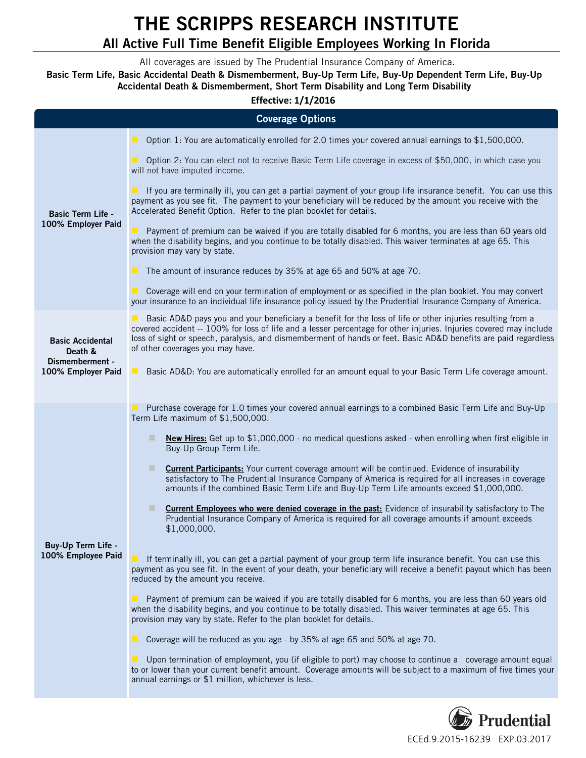# THE SCRIPPS RESEARCH INSTITUTE

## All Active Full Time Benefit Eligible Employees Working In Florida

All coverages are issued by The Prudential Insurance Company of America.

**Basic Term Life, Basic Accidental Death & Dismemberment, Buy-Up Term Life, Buy-Up Dependent Term Life, Buy-Up Accidental Death & Dismemberment, Short Term Disability and Long Term Disability**

**Effective: 1/1/2016**

| Coverage Options | |
|---|---|
| **Basic Term Life - 100% Employer Paid** | - Option 1: You are automatically enrolled for 2.0 times your covered annual earnings to $1,500,000.<br>- Option 2: You can elect not to receive Basic Term Life coverage in excess of $50,000, in which case you will not have imputed income.<br>- If you are terminally ill, you can get a partial payment of your group life insurance benefit. You can use this payment as you see fit. The payment to your beneficiary will be reduced by the amount you receive with the Accelerated Benefit Option. Refer to the plan booklet for details.<br>- Payment of premium can be waived if you are totally disabled for 6 months, you are less than 60 years old when the disability begins, and you continue to be totally disabled. This waiver terminates at age 65. This provision may vary by state.<br>- The amount of insurance reduces by 35% at age 65 and 50% at age 70.<br>- Coverage will end on your termination of employment or as specified in the plan booklet. You may convert your insurance to an individual life insurance policy issued by the Prudential Insurance Company of America. |
| **Basic Accidental Death & Dismemberment - 100% Employer Paid** | - Basic AD&D pays you and your beneficiary a benefit for the loss of life or other injuries resulting from a covered accident -- 100% for loss of life and a lesser percentage for other injuries. Injuries covered may include loss of sight or speech, paralysis, and dismemberment of hands or feet. Basic AD&D benefits are paid regardless of other coverages you may have.<br>- Basic AD&D: You are automatically enrolled for an amount equal to your Basic Term Life coverage amount. |
| **Buy-Up Term Life - 100% Employee Paid** | - Purchase coverage for 1.0 times your covered annual earnings to a combined Basic Term Life and Buy-Up Term Life maximum of $1,500,000.<br>&nbsp;&nbsp;&nbsp;&nbsp;- **New Hires:** Get up to $1,000,000 - no medical questions asked - when enrolling when first eligible in Buy-Up Group Term Life.<br>&nbsp;&nbsp;&nbsp;&nbsp;- **Current Participants:** Your current coverage amount will be continued. Evidence of insurability satisfactory to The Prudential Insurance Company of America is required for all increases in coverage amounts if the combined Basic Term Life and Buy-Up Term Life amounts exceed $1,000,000.<br>&nbsp;&nbsp;&nbsp;&nbsp;- **Current Employees who were denied coverage in the past:** Evidence of insurability satisfactory to The Prudential Insurance Company of America is required for all coverage amounts if amount exceeds $1,000,000.<br>- If terminally ill, you can get a partial payment of your group term life insurance benefit. You can use this payment as you see fit. In the event of your death, your beneficiary will receive a benefit payout which has been reduced by the amount you receive.<br>- Payment of premium can be waived if you are totally disabled for 6 months, you are less than 60 years old when the disability begins, and you continue to be totally disabled. This waiver terminates at age 65. This provision may vary by state. Refer to the plan booklet for details.<br>- Coverage will be reduced as you age - by 35% at age 65 and 50% at age 70.<br>- Upon termination of employment, you (if eligible to port) may choose to continue a coverage amount equal to or lower than your current benefit amount. Coverage amounts will be subject to a maximum of five times your annual earnings or $1 million, whichever is less. |

Prudential

ECEd.9.2015-16239 EXP.03.2017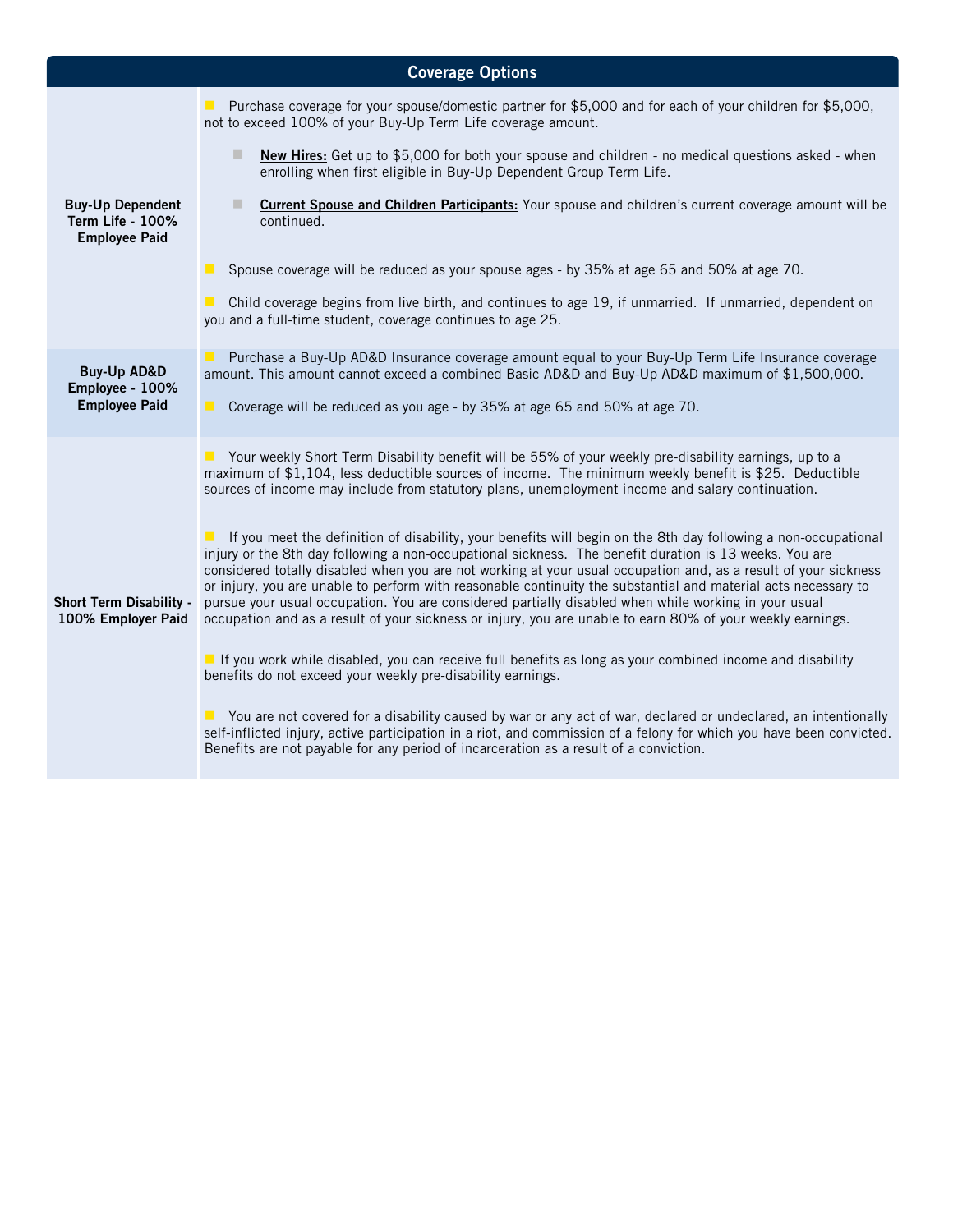| Coverage Options | |
|---|---|
| **Buy-Up Dependent Term Life - 100% Employee Paid** | Purchase coverage for your spouse/domestic partner for $5,000 and for each of your children for $5,000, not to exceed 100% of your Buy-Up Term Life coverage amount.<br><br>- **New Hires:** Get up to $5,000 for both your spouse and children - no medical questions asked - when enrolling when first eligible in Buy-Up Dependent Group Term Life.<br>- **Current Spouse and Children Participants:** Your spouse and children's current coverage amount will be continued.<br><br>Spouse coverage will be reduced as your spouse ages - by 35% at age 65 and 50% at age 70.<br><br>Child coverage begins from live birth, and continues to age 19, if unmarried. If unmarried, dependent on you and a full-time student, coverage continues to age 25. |
| **Buy-Up AD&D Employee - 100% Employee Paid** | Purchase a Buy-Up AD&D Insurance coverage amount equal to your Buy-Up Term Life Insurance coverage amount. This amount cannot exceed a combined Basic AD&D and Buy-Up AD&D maximum of $1,500,000.<br><br>Coverage will be reduced as you age - by 35% at age 65 and 50% at age 70. |
| **Short Term Disability - 100% Employer Paid** | Your weekly Short Term Disability benefit will be 55% of your weekly pre-disability earnings, up to a maximum of $1,104, less deductible sources of income. The minimum weekly benefit is $25. Deductible sources of income may include from statutory plans, unemployment income and salary continuation.<br><br>If you meet the definition of disability, your benefits will begin on the 8th day following a non-occupational injury or the 8th day following a non-occupational sickness. The benefit duration is 13 weeks. You are considered totally disabled when you are not working at your usual occupation and, as a result of your sickness or injury, you are unable to perform with reasonable continuity the substantial and material acts necessary to pursue your usual occupation. You are considered partially disabled when while working in your usual occupation and as a result of your sickness or injury, you are unable to earn 80% of your weekly earnings.<br><br>If you work while disabled, you can receive full benefits as long as your combined income and disability benefits do not exceed your weekly pre-disability earnings.<br><br>You are not covered for a disability caused by war or any act of war, declared or undeclared, an intentionally self-inflicted injury, active participation in a riot, and commission of a felony for which you have been convicted. Benefits are not payable for any period of incarceration as a result of a conviction. |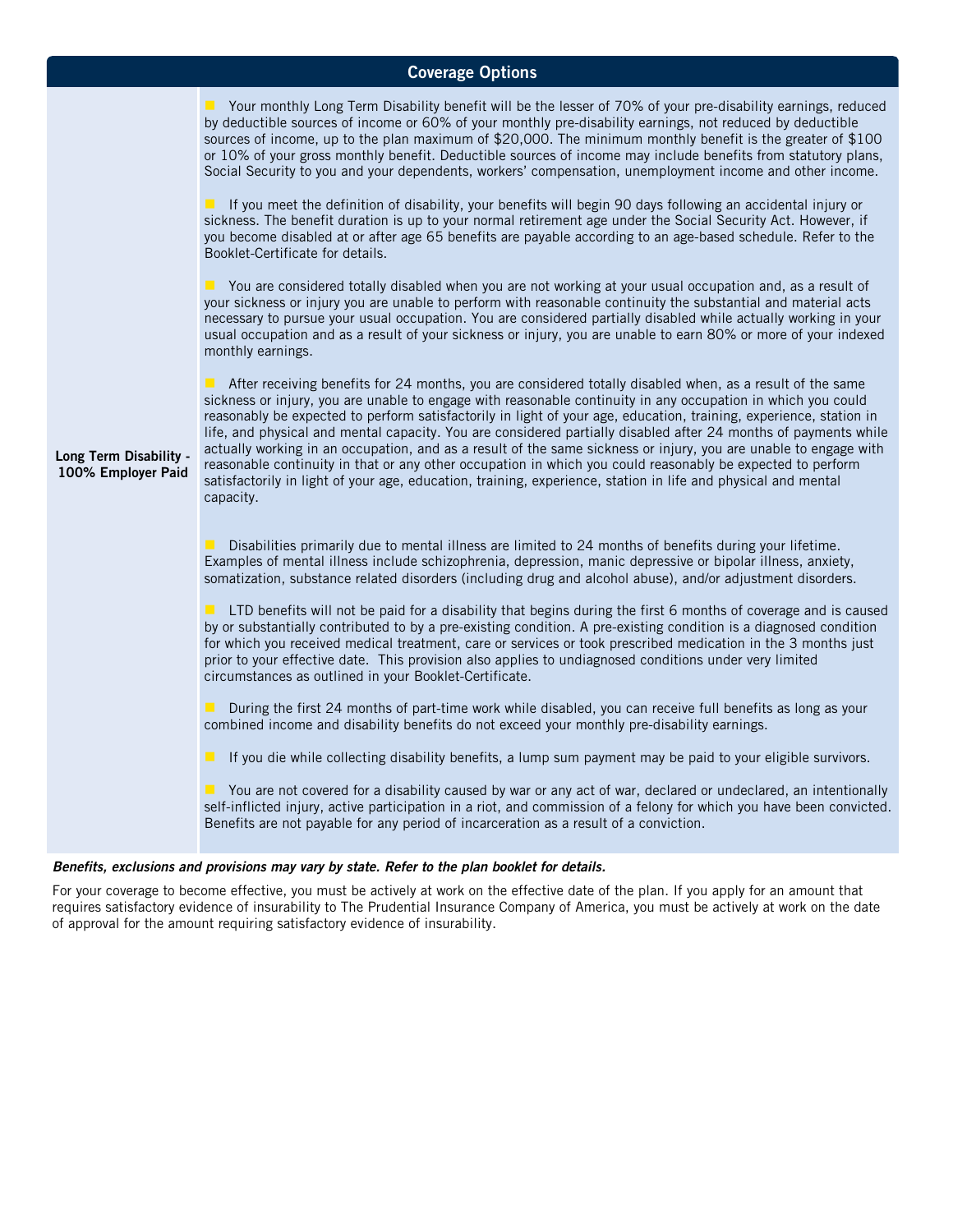| Coverage Options | |
|---|---|
| **Long Term Disability - 100% Employer Paid** | ■ Your monthly Long Term Disability benefit will be the lesser of 70% of your pre-disability earnings, reduced by deductible sources of income or 60% of your monthly pre-disability earnings, not reduced by deductible sources of income, up to the plan maximum of $20,000. The minimum monthly benefit is the greater of $100 or 10% of your gross monthly benefit. Deductible sources of income may include benefits from statutory plans, Social Security to you and your dependents, workers' compensation, unemployment income and other income.<br><br>■ If you meet the definition of disability, your benefits will begin 90 days following an accidental injury or sickness. The benefit duration is up to your normal retirement age under the Social Security Act. However, if you become disabled at or after age 65 benefits are payable according to an age-based schedule. Refer to the Booklet-Certificate for details.<br><br>■ You are considered totally disabled when you are not working at your usual occupation and, as a result of your sickness or injury you are unable to perform with reasonable continuity the substantial and material acts necessary to pursue your usual occupation. You are considered partially disabled while actually working in your usual occupation and as a result of your sickness or injury, you are unable to earn 80% or more of your indexed monthly earnings.<br><br>■ After receiving benefits for 24 months, you are considered totally disabled when, as a result of the same sickness or injury, you are unable to engage with reasonable continuity in any occupation in which you could reasonably be expected to perform satisfactorily in light of your age, education, training, experience, station in life, and physical and mental capacity. You are considered partially disabled after 24 months of payments while actually working in an occupation, and as a result of the same sickness or injury, you are unable to engage with reasonable continuity in that or any other occupation in which you could reasonably be expected to perform satisfactorily in light of your age, education, training, experience, station in life and physical and mental capacity.<br><br>■ Disabilities primarily due to mental illness are limited to 24 months of benefits during your lifetime. Examples of mental illness include schizophrenia, depression, manic depressive or bipolar illness, anxiety, somatization, substance related disorders (including drug and alcohol abuse), and/or adjustment disorders.<br><br>■ LTD benefits will not be paid for a disability that begins during the first 6 months of coverage and is caused by or substantially contributed to by a pre-existing condition. A pre-existing condition is a diagnosed condition for which you received medical treatment, care or services or took prescribed medication in the 3 months just prior to your effective date. This provision also applies to undiagnosed conditions under very limited circumstances as outlined in your Booklet-Certificate.<br><br>■ During the first 24 months of part-time work while disabled, you can receive full benefits as long as your combined income and disability benefits do not exceed your monthly pre-disability earnings.<br><br>■ If you die while collecting disability benefits, a lump sum payment may be paid to your eligible survivors.<br><br>■ You are not covered for a disability caused by war or any act of war, declared or undeclared, an intentionally self-inflicted injury, active participation in a riot, and commission of a felony for which you have been convicted. Benefits are not payable for any period of incarceration as a result of a conviction. |

***Benefits, exclusions and provisions may vary by state. Refer to the plan booklet for details.***

For your coverage to become effective, you must be actively at work on the effective date of the plan. If you apply for an amount that requires satisfactory evidence of insurability to The Prudential Insurance Company of America, you must be actively at work on the date of approval for the amount requiring satisfactory evidence of insurability.